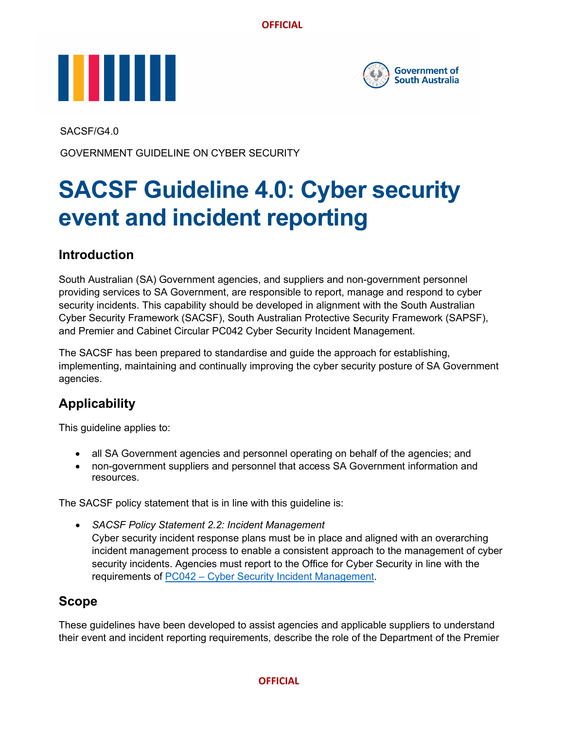SACSF/G4.0

GOVERNMENT GUIDELINE ON CYBER SECURITY

# SACSF Guideline 4.0: Cyber security event and incident reporting

## Introduction

South Australian (SA) Government agencies, and suppliers and non-government personnel providing services to SA Government, are responsible to report, manage and respond to cyber security incidents. This capability should be developed in alignment with the South Australian Cyber Security Framework (SACSF), South Australian Protective Security Framework (SAPSF), and Premier and Cabinet Circular PC042 Cyber Security Incident Management.

The SACSF has been prepared to standardise and guide the approach for establishing, implementing, maintaining and continually improving the cyber security posture of SA Government agencies.

## Applicability

This guideline applies to:

- all SA Government agencies and personnel operating on behalf of the agencies; and
- non-government suppliers and personnel that access SA Government information and resources.

The SACSF policy statement that is in line with this guideline is:

- *SACSF Policy Statement 2.2: Incident Management*
  Cyber security incident response plans must be in place and aligned with an overarching incident management process to enable a consistent approach to the management of cyber security incidents. Agencies must report to the Office for Cyber Security in line with the requirements of [PC042 – Cyber Security Incident Management](PC042 – Cyber Security Incident Management).

## Scope

These guidelines have been developed to assist agencies and applicable suppliers to understand their event and incident reporting requirements, describe the role of the Department of the Premier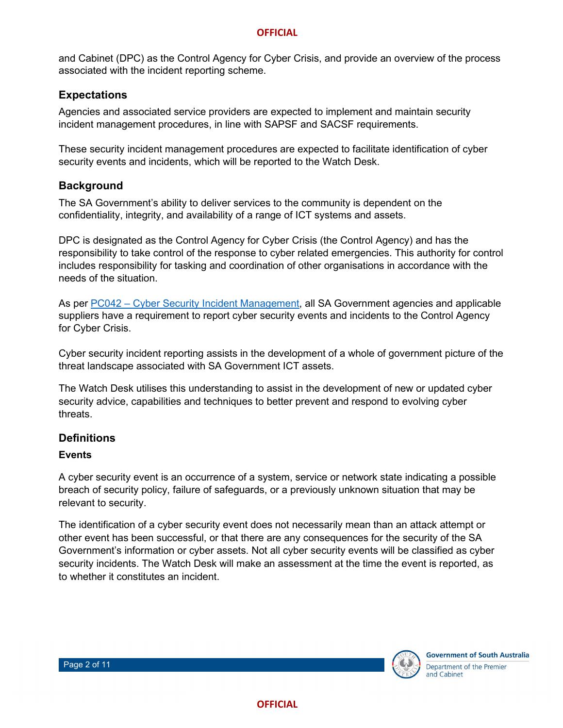and Cabinet (DPC) as the Control Agency for Cyber Crisis, and provide an overview of the process associated with the incident reporting scheme.

## Expectations

Agencies and associated service providers are expected to implement and maintain security incident management procedures, in line with SAPSF and SACSF requirements.

These security incident management procedures are expected to facilitate identification of cyber security events and incidents, which will be reported to the Watch Desk.

## Background

The SA Government's ability to deliver services to the community is dependent on the confidentiality, integrity, and availability of a range of ICT systems and assets.

DPC is designated as the Control Agency for Cyber Crisis (the Control Agency) and has the responsibility to take control of the response to cyber related emergencies. This authority for control includes responsibility for tasking and coordination of other organisations in accordance with the needs of the situation.

As per PC042 – Cyber Security Incident Management, all SA Government agencies and applicable suppliers have a requirement to report cyber security events and incidents to the Control Agency for Cyber Crisis.

Cyber security incident reporting assists in the development of a whole of government picture of the threat landscape associated with SA Government ICT assets.

The Watch Desk utilises this understanding to assist in the development of new or updated cyber security advice, capabilities and techniques to better prevent and respond to evolving cyber threats.

## Definitions

### Events

A cyber security event is an occurrence of a system, service or network state indicating a possible breach of security policy, failure of safeguards, or a previously unknown situation that may be relevant to security.

The identification of a cyber security event does not necessarily mean than an attack attempt or other event has been successful, or that there are any consequences for the security of the SA Government's information or cyber assets. Not all cyber security events will be classified as cyber security incidents. The Watch Desk will make an assessment at the time the event is reported, as to whether it constitutes an incident.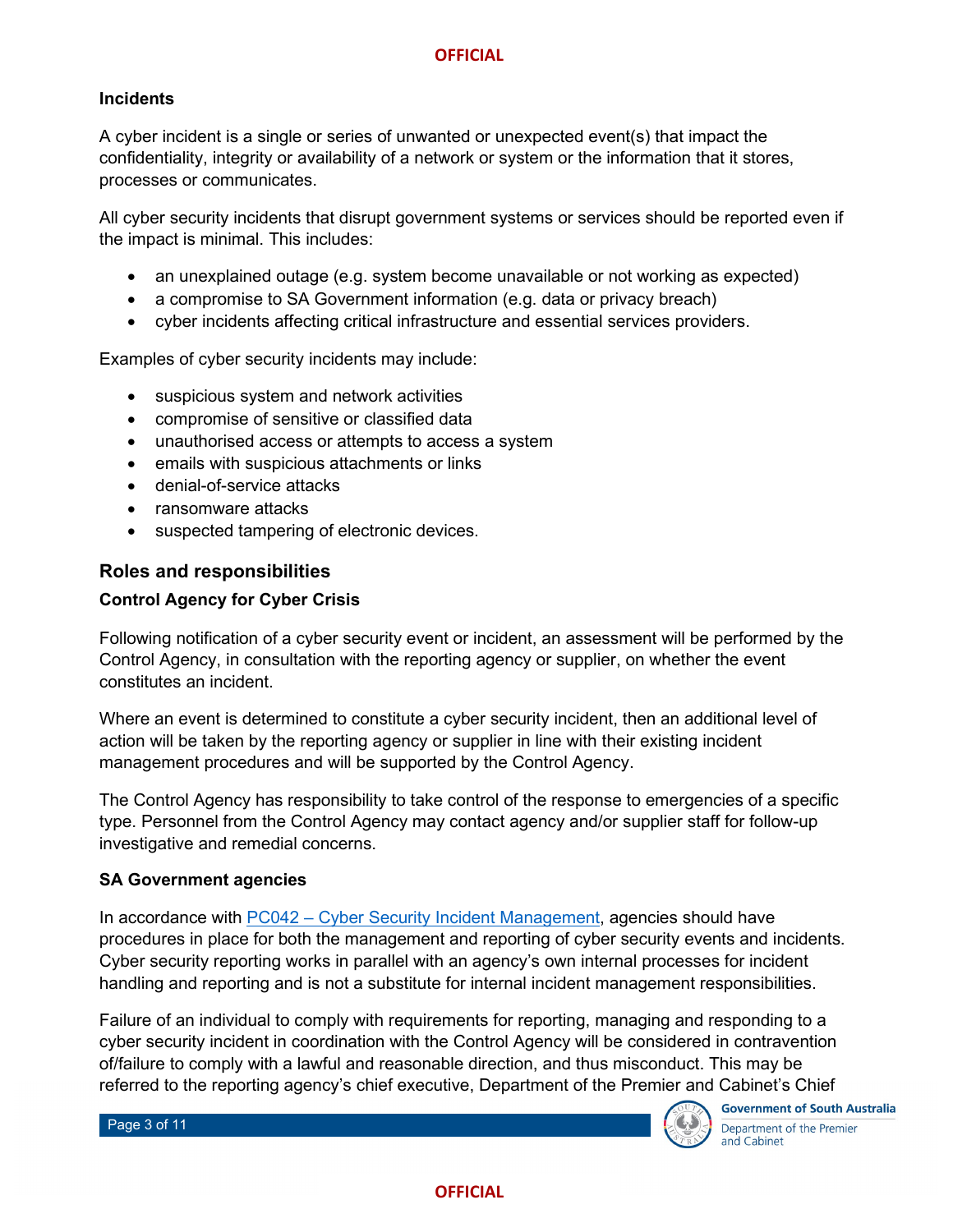**Incidents**

A cyber incident is a single or series of unwanted or unexpected event(s) that impact the confidentiality, integrity or availability of a network or system or the information that it stores, processes or communicates.

All cyber security incidents that disrupt government systems or services should be reported even if the impact is minimal. This includes:

- an unexplained outage (e.g. system become unavailable or not working as expected)
- a compromise to SA Government information (e.g. data or privacy breach)
- cyber incidents affecting critical infrastructure and essential services providers.

Examples of cyber security incidents may include:

- suspicious system and network activities
- compromise of sensitive or classified data
- unauthorised access or attempts to access a system
- emails with suspicious attachments or links
- denial-of-service attacks
- ransomware attacks
- suspected tampering of electronic devices.

## Roles and responsibilities

### Control Agency for Cyber Crisis

Following notification of a cyber security event or incident, an assessment will be performed by the Control Agency, in consultation with the reporting agency or supplier, on whether the event constitutes an incident.

Where an event is determined to constitute a cyber security incident, then an additional level of action will be taken by the reporting agency or supplier in line with their existing incident management procedures and will be supported by the Control Agency.

The Control Agency has responsibility to take control of the response to emergencies of a specific type. Personnel from the Control Agency may contact agency and/or supplier staff for follow-up investigative and remedial concerns.

### SA Government agencies

In accordance with PC042 – Cyber Security Incident Management, agencies should have procedures in place for both the management and reporting of cyber security events and incidents. Cyber security reporting works in parallel with an agency's own internal processes for incident handling and reporting and is not a substitute for internal incident management responsibilities.

Failure of an individual to comply with requirements for reporting, managing and responding to a cyber security incident in coordination with the Control Agency will be considered in contravention of/failure to comply with a lawful and reasonable direction, and thus misconduct. This may be referred to the reporting agency's chief executive, Department of the Premier and Cabinet's Chief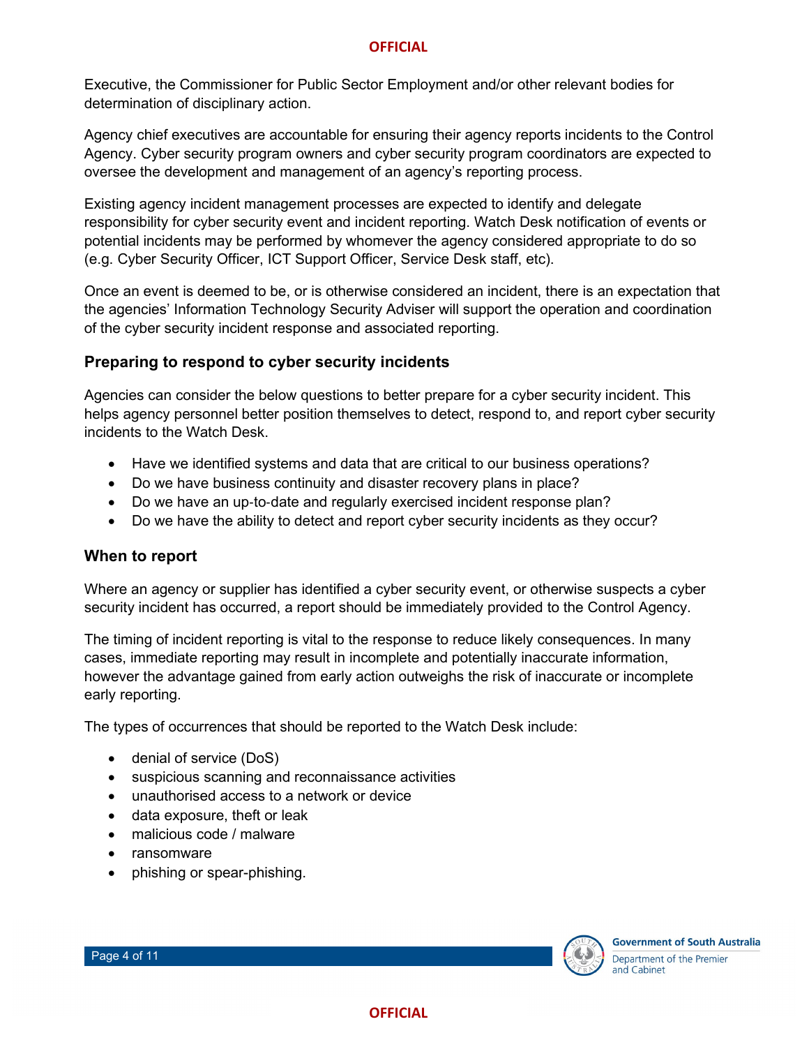Executive, the Commissioner for Public Sector Employment and/or other relevant bodies for determination of disciplinary action.

Agency chief executives are accountable for ensuring their agency reports incidents to the Control Agency. Cyber security program owners and cyber security program coordinators are expected to oversee the development and management of an agency's reporting process.

Existing agency incident management processes are expected to identify and delegate responsibility for cyber security event and incident reporting. Watch Desk notification of events or potential incidents may be performed by whomever the agency considered appropriate to do so (e.g. Cyber Security Officer, ICT Support Officer, Service Desk staff, etc).

Once an event is deemed to be, or is otherwise considered an incident, there is an expectation that the agencies' Information Technology Security Adviser will support the operation and coordination of the cyber security incident response and associated reporting.

## Preparing to respond to cyber security incidents

Agencies can consider the below questions to better prepare for a cyber security incident. This helps agency personnel better position themselves to detect, respond to, and report cyber security incidents to the Watch Desk.

- Have we identified systems and data that are critical to our business operations?
- Do we have business continuity and disaster recovery plans in place?
- Do we have an up-to-date and regularly exercised incident response plan?
- Do we have the ability to detect and report cyber security incidents as they occur?

## When to report

Where an agency or supplier has identified a cyber security event, or otherwise suspects a cyber security incident has occurred, a report should be immediately provided to the Control Agency.

The timing of incident reporting is vital to the response to reduce likely consequences. In many cases, immediate reporting may result in incomplete and potentially inaccurate information, however the advantage gained from early action outweighs the risk of inaccurate or incomplete early reporting.

The types of occurrences that should be reported to the Watch Desk include:

- denial of service (DoS)
- suspicious scanning and reconnaissance activities
- unauthorised access to a network or device
- data exposure, theft or leak
- malicious code / malware
- ransomware
- phishing or spear-phishing.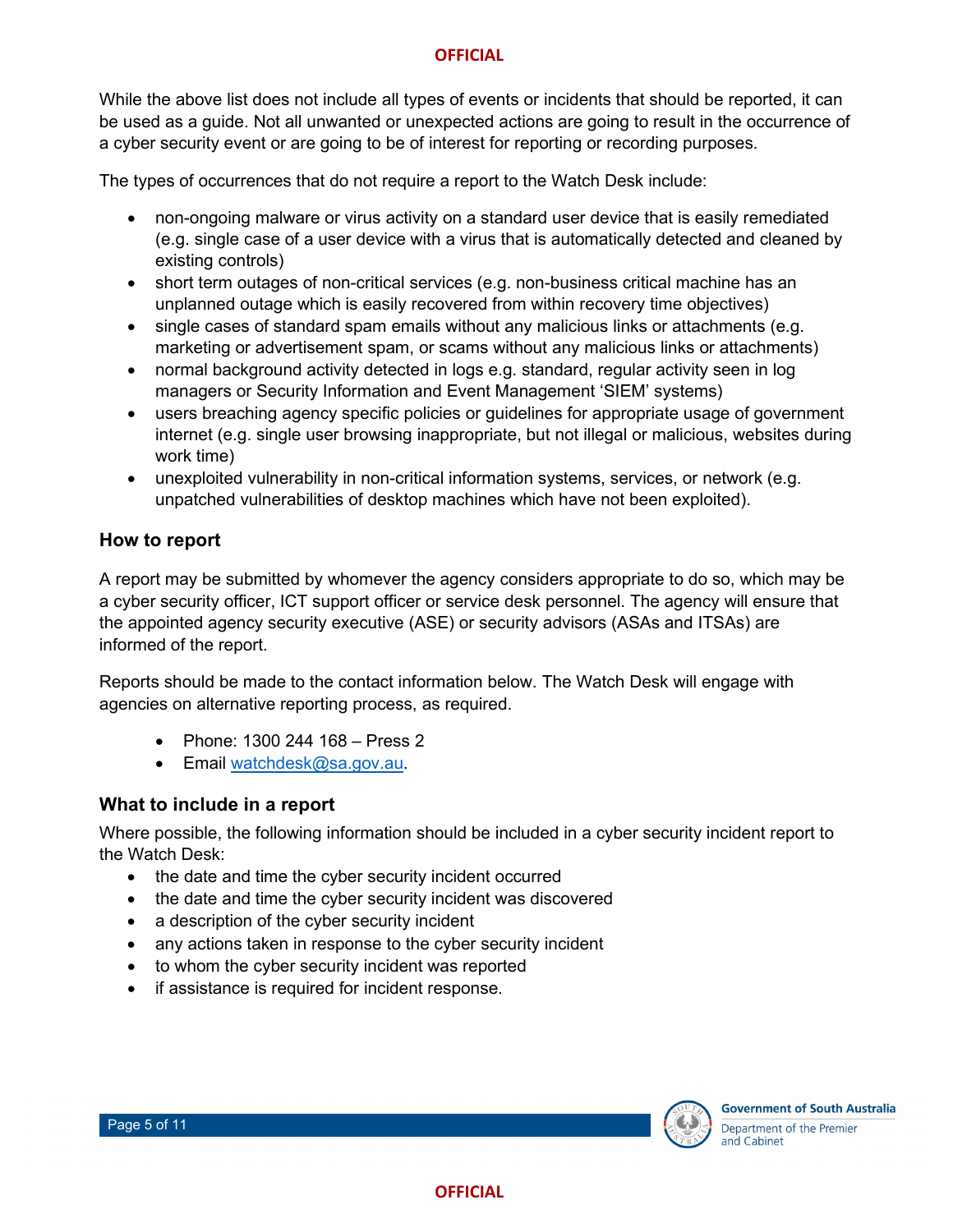While the above list does not include all types of events or incidents that should be reported, it can be used as a guide. Not all unwanted or unexpected actions are going to result in the occurrence of a cyber security event or are going to be of interest for reporting or recording purposes.

The types of occurrences that do not require a report to the Watch Desk include:

- non-ongoing malware or virus activity on a standard user device that is easily remediated (e.g. single case of a user device with a virus that is automatically detected and cleaned by existing controls)
- short term outages of non-critical services (e.g. non-business critical machine has an unplanned outage which is easily recovered from within recovery time objectives)
- single cases of standard spam emails without any malicious links or attachments (e.g. marketing or advertisement spam, or scams without any malicious links or attachments)
- normal background activity detected in logs e.g. standard, regular activity seen in log managers or Security Information and Event Management 'SIEM' systems)
- users breaching agency specific policies or guidelines for appropriate usage of government internet (e.g. single user browsing inappropriate, but not illegal or malicious, websites during work time)
- unexploited vulnerability in non-critical information systems, services, or network (e.g. unpatched vulnerabilities of desktop machines which have not been exploited).

## How to report

A report may be submitted by whomever the agency considers appropriate to do so, which may be a cyber security officer, ICT support officer or service desk personnel. The agency will ensure that the appointed agency security executive (ASE) or security advisors (ASAs and ITSAs) are informed of the report.

Reports should be made to the contact information below. The Watch Desk will engage with agencies on alternative reporting process, as required.

- Phone: 1300 244 168 – Press 2
- Email watchdesk@sa.gov.au.

## What to include in a report

Where possible, the following information should be included in a cyber security incident report to the Watch Desk:

- the date and time the cyber security incident occurred
- the date and time the cyber security incident was discovered
- a description of the cyber security incident
- any actions taken in response to the cyber security incident
- to whom the cyber security incident was reported
- if assistance is required for incident response.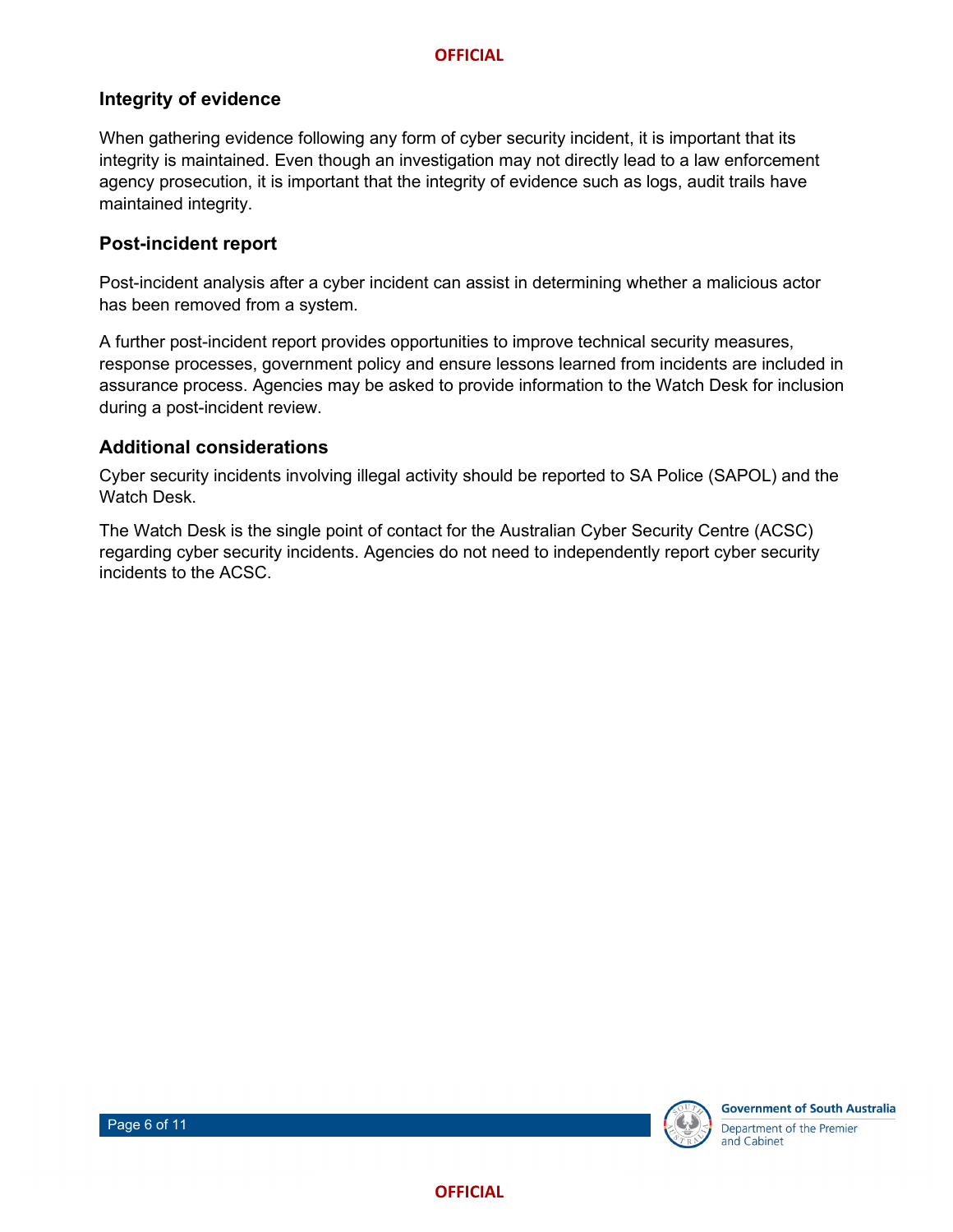## Integrity of evidence

When gathering evidence following any form of cyber security incident, it is important that its integrity is maintained. Even though an investigation may not directly lead to a law enforcement agency prosecution, it is important that the integrity of evidence such as logs, audit trails have maintained integrity.

## Post-incident report

Post-incident analysis after a cyber incident can assist in determining whether a malicious actor has been removed from a system.

A further post-incident report provides opportunities to improve technical security measures, response processes, government policy and ensure lessons learned from incidents are included in assurance process. Agencies may be asked to provide information to the Watch Desk for inclusion during a post-incident review.

## Additional considerations

Cyber security incidents involving illegal activity should be reported to SA Police (SAPOL) and the Watch Desk.

The Watch Desk is the single point of contact for the Australian Cyber Security Centre (ACSC) regarding cyber security incidents. Agencies do not need to independently report cyber security incidents to the ACSC.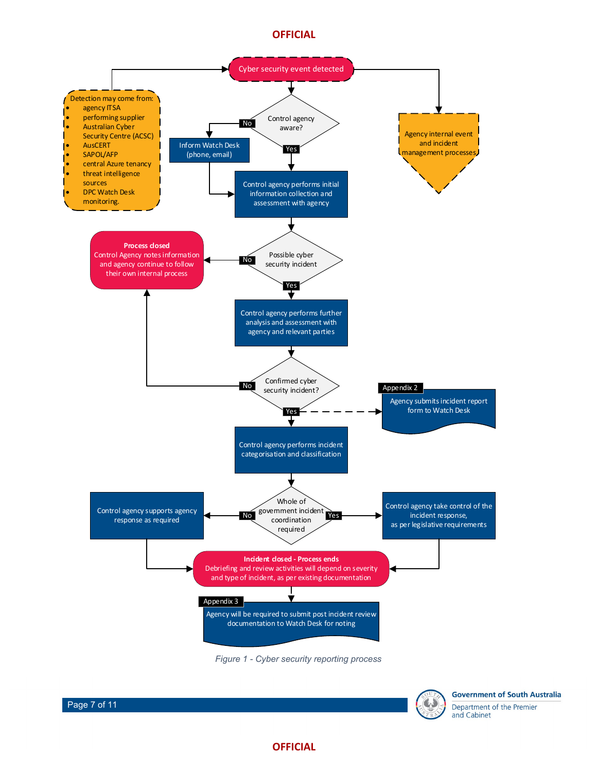Cyber security event detected

Detection may come from:

- agency ITSA
- performing supplier
- Australian Cyber Security Centre (ACSC)
- AusCERT
- SAPOL/AFP
- central Azure tenancy
- threat intelligence sources
- DPC Watch Desk monitoring.

Agency internal event and incident management processes

Control agency aware?

No → Inform Watch Desk (phone, email)

Yes

Control agency performs initial information collection and assessment with agency

Possible cyber security incident

No → **Process closed**
Control Agency notes information and agency continue to follow their own internal process

Yes

Control agency performs further analysis and assessment with agency and relevant parties

Confirmed cyber security incident?

No → Process closed

Yes

Appendix 2
Agency submits incident report form to Watch Desk

Control agency performs incident categorisation and classification

Whole of government incident coordination required

No → Control agency supports agency response as required

Yes → Control agency take control of the incident response, as per legislative requirements

**Incident closed - Process ends**
Debriefing and review activities will depend on severity and type of incident, as per existing documentation

Appendix 3
Agency will be required to submit post incident review documentation to Watch Desk for noting

*Figure 1 - Cyber security reporting process*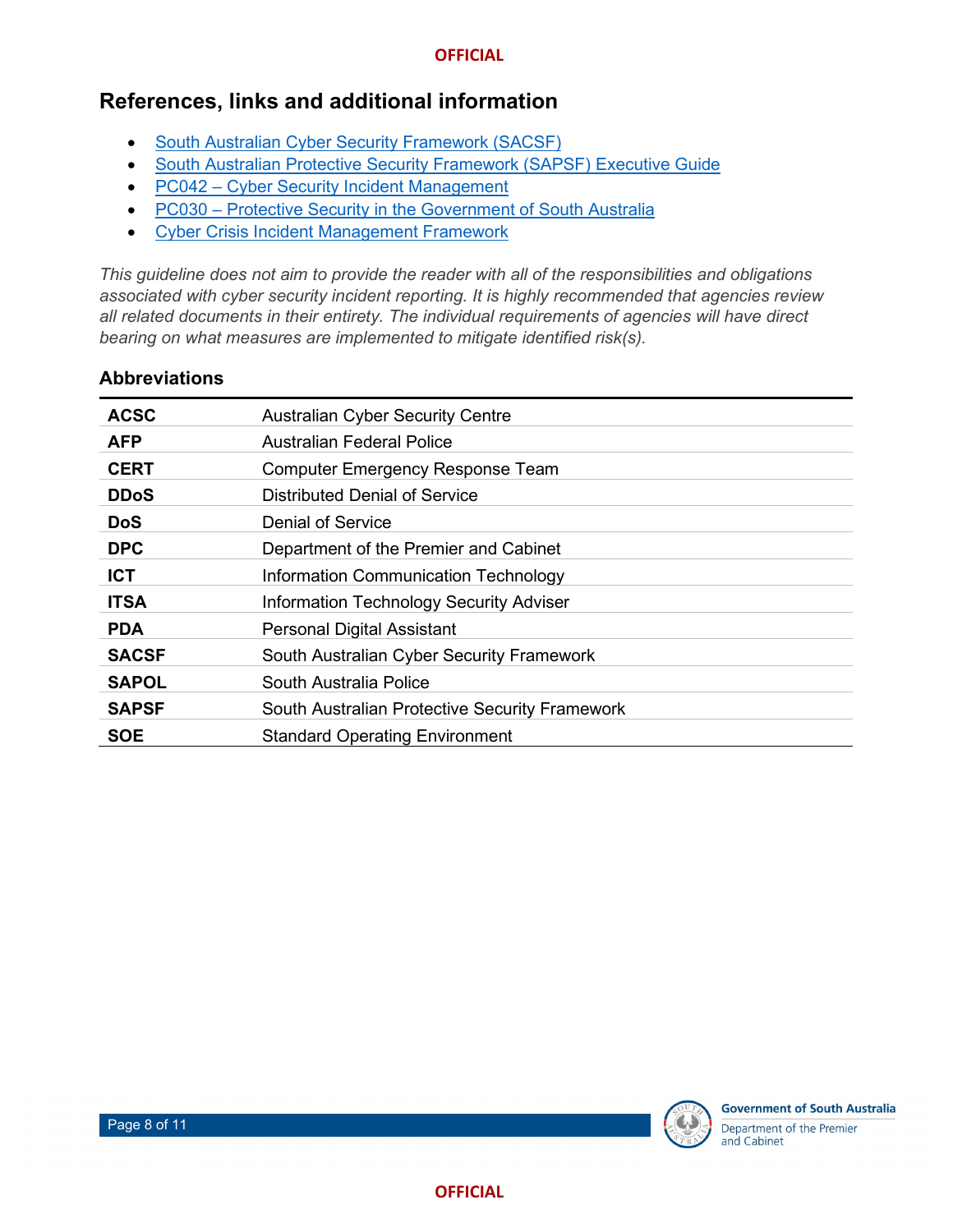## References, links and additional information

- South Australian Cyber Security Framework (SACSF)
- South Australian Protective Security Framework (SAPSF) Executive Guide
- PC042 – Cyber Security Incident Management
- PC030 – Protective Security in the Government of South Australia
- Cyber Crisis Incident Management Framework

*This guideline does not aim to provide the reader with all of the responsibilities and obligations associated with cyber security incident reporting. It is highly recommended that agencies review all related documents in their entirety. The individual requirements of agencies will have direct bearing on what measures are implemented to mitigate identified risk(s).*

### Abbreviations

| | |
|---|---|
| **ACSC** | Australian Cyber Security Centre |
| **AFP** | Australian Federal Police |
| **CERT** | Computer Emergency Response Team |
| **DDoS** | Distributed Denial of Service |
| **DoS** | Denial of Service |
| **DPC** | Department of the Premier and Cabinet |
| **ICT** | Information Communication Technology |
| **ITSA** | Information Technology Security Adviser |
| **PDA** | Personal Digital Assistant |
| **SACSF** | South Australian Cyber Security Framework |
| **SAPOL** | South Australia Police |
| **SAPSF** | South Australian Protective Security Framework |
| **SOE** | Standard Operating Environment |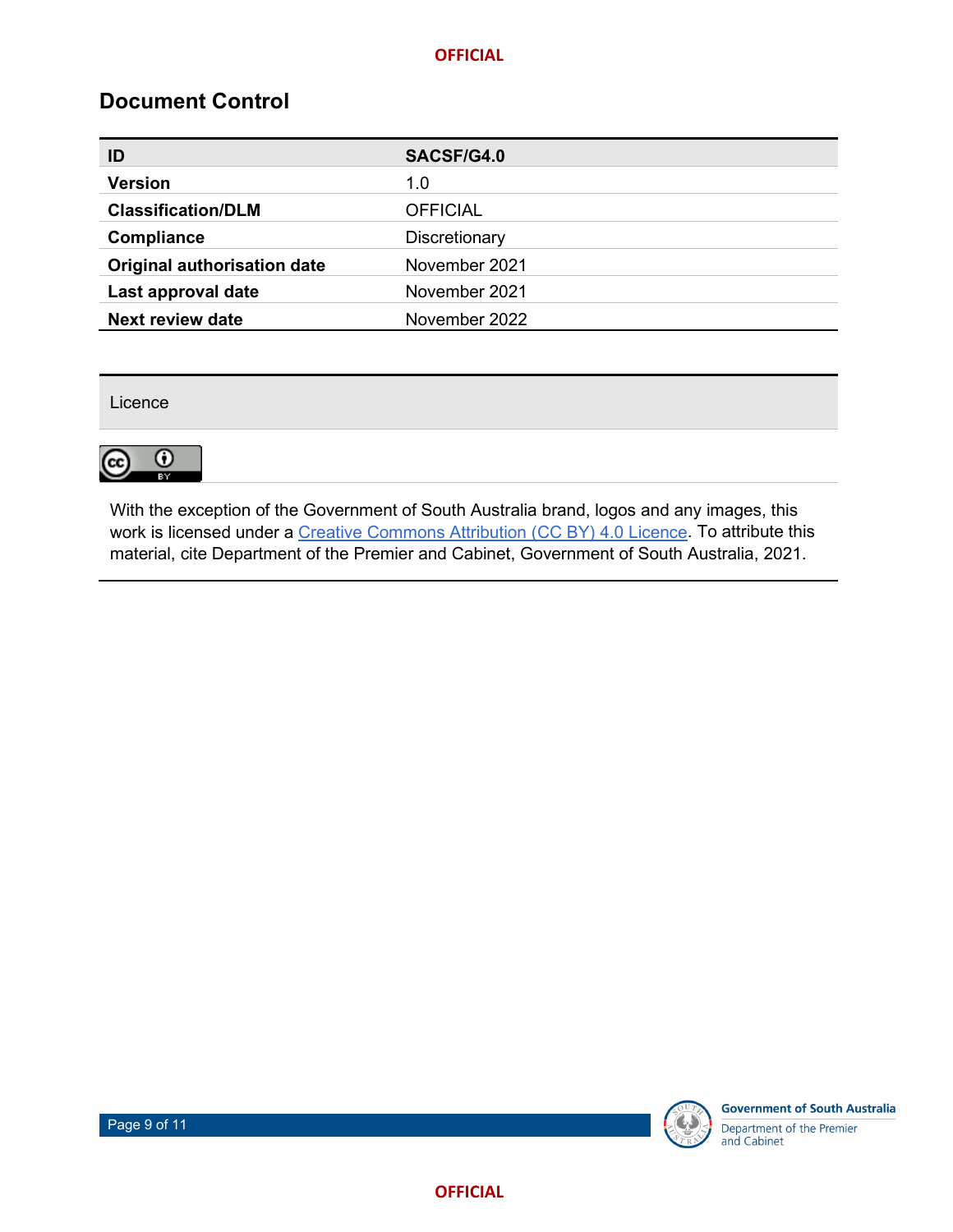## Document Control

| ID | SACSF/G4.0 |
| --- | --- |
| Version | 1.0 |
| Classification/DLM | OFFICIAL |
| Compliance | Discretionary |
| Original authorisation date | November 2021 |
| Last approval date | November 2021 |
| Next review date | November 2022 |

| Licence |
| --- |
| CC BY |
| With the exception of the Government of South Australia brand, logos and any images, this work is licensed under a Creative Commons Attribution (CC BY) 4.0 Licence. To attribute this material, cite Department of the Premier and Cabinet, Government of South Australia, 2021. |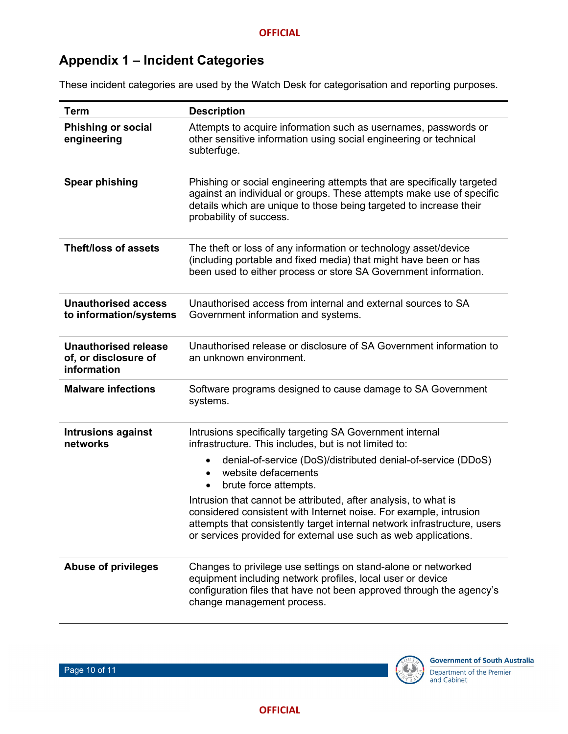## Appendix 1 – Incident Categories

These incident categories are used by the Watch Desk for categorisation and reporting purposes.

| Term | Description |
|---|---|
| **Phishing or social engineering** | Attempts to acquire information such as usernames, passwords or other sensitive information using social engineering or technical subterfuge. |
| **Spear phishing** | Phishing or social engineering attempts that are specifically targeted against an individual or groups. These attempts make use of specific details which are unique to those being targeted to increase their probability of success. |
| **Theft/loss of assets** | The theft or loss of any information or technology asset/device (including portable and fixed media) that might have been or has been used to either process or store SA Government information. |
| **Unauthorised access to information/systems** | Unauthorised access from internal and external sources to SA Government information and systems. |
| **Unauthorised release of, or disclosure of information** | Unauthorised release or disclosure of SA Government information to an unknown environment. |
| **Malware infections** | Software programs designed to cause damage to SA Government systems. |
| **Intrusions against networks** | Intrusions specifically targeting SA Government internal infrastructure. This includes, but is not limited to: <br>• denial-of-service (DoS)/distributed denial-of-service (DDoS) <br>• website defacements <br>• brute force attempts. <br>Intrusion that cannot be attributed, after analysis, to what is considered consistent with Internet noise. For example, intrusion attempts that consistently target internal network infrastructure, users or services provided for external use such as web applications. |
| **Abuse of privileges** | Changes to privilege use settings on stand-alone or networked equipment including network profiles, local user or device configuration files that have not been approved through the agency's change management process. |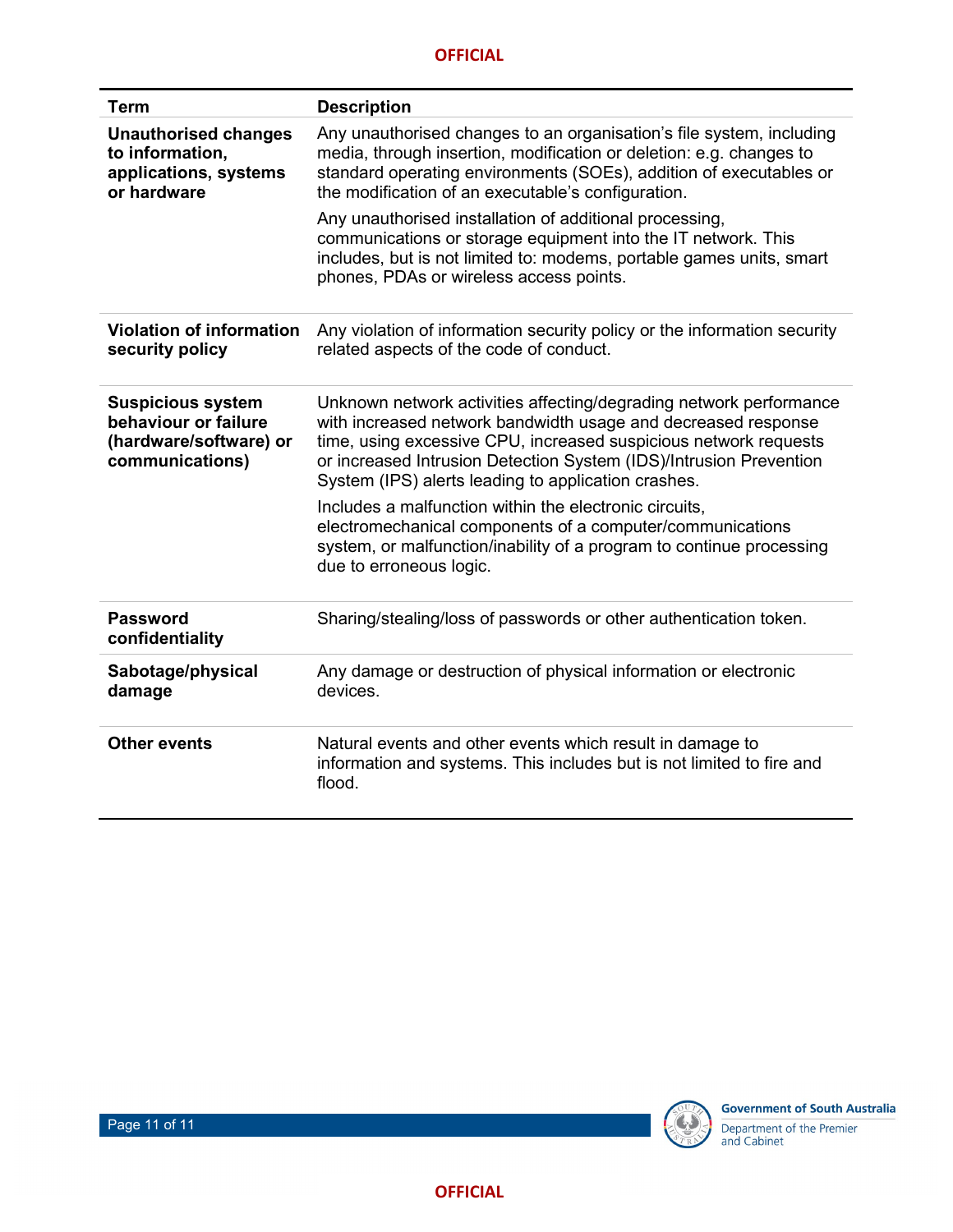| Term | Description |
|---|---|
| **Unauthorised changes to information, applications, systems or hardware** | Any unauthorised changes to an organisation's file system, including media, through insertion, modification or deletion: e.g. changes to standard operating environments (SOEs), addition of executables or the modification of an executable's configuration.<br><br>Any unauthorised installation of additional processing, communications or storage equipment into the IT network. This includes, but is not limited to: modems, portable games units, smart phones, PDAs or wireless access points. |
| **Violation of information security policy** | Any violation of information security policy or the information security related aspects of the code of conduct. |
| **Suspicious system behaviour or failure (hardware/software) or communications)** | Unknown network activities affecting/degrading network performance with increased network bandwidth usage and decreased response time, using excessive CPU, increased suspicious network requests or increased Intrusion Detection System (IDS)/Intrusion Prevention System (IPS) alerts leading to application crashes.<br><br>Includes a malfunction within the electronic circuits, electromechanical components of a computer/communications system, or malfunction/inability of a program to continue processing due to erroneous logic. |
| **Password confidentiality** | Sharing/stealing/loss of passwords or other authentication token. |
| **Sabotage/physical damage** | Any damage or destruction of physical information or electronic devices. |
| **Other events** | Natural events and other events which result in damage to information and systems. This includes but is not limited to fire and flood. |